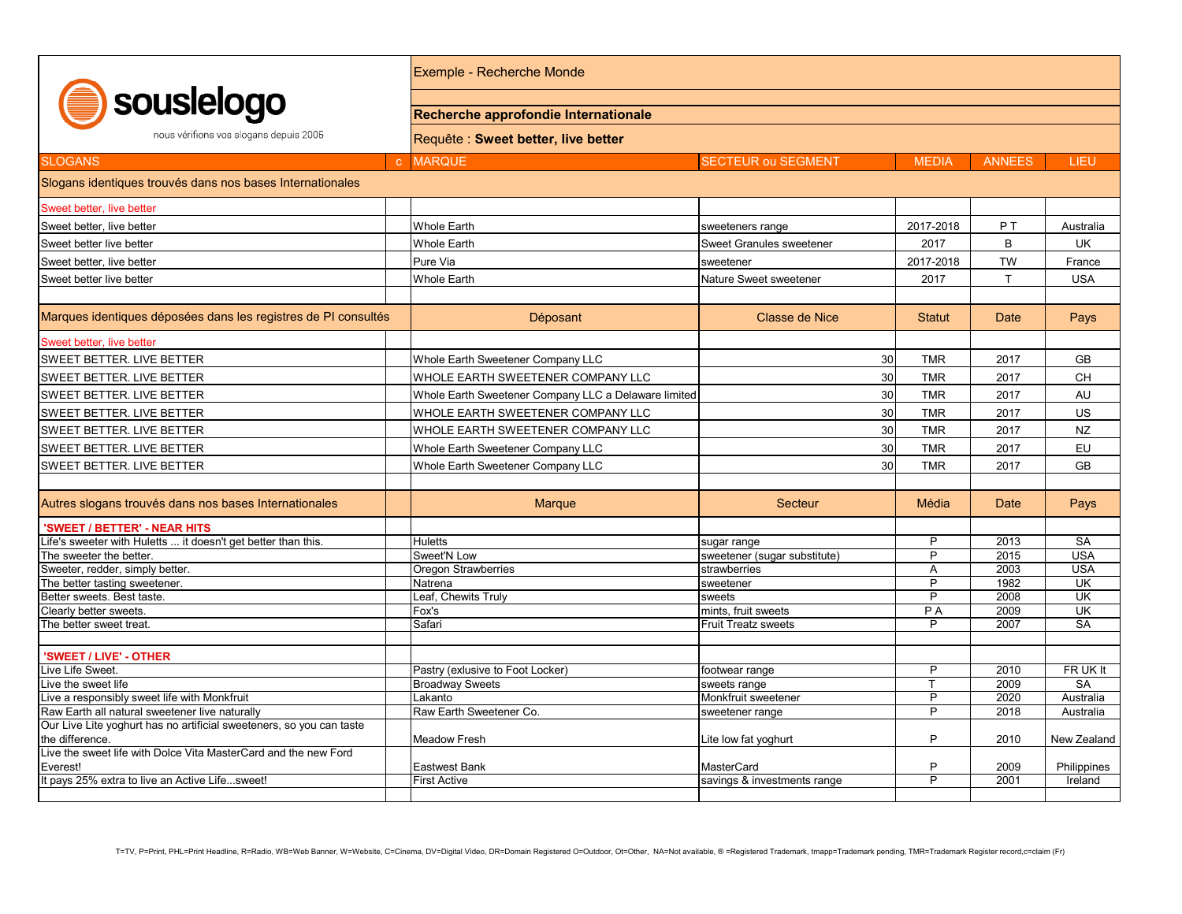**souslelogo**

nous vérifions vos slogans depuis 2005

Exemple - Recherche Monde

**Recherche approfondie Internationale**

Requête : **Sweet better, live better**

| SLOGANS | c | MARQUE | SECTEUR ou SEGMENT | MEDIA | ANNEES | LIEU |
|---|---|---|---|---|---|---|
| Slogans identiques trouvés dans nos bases Internationales | | | | | | |
| Sweet better, live better | | | | | | |
| Sweet better, live better | | Whole Earth | sweeteners range | 2017-2018 | P T | Australia |
| Sweet better live better | | Whole Earth | Sweet Granules sweetener | 2017 | B | UK |
| Sweet better, live better | | Pure Via | sweetener | 2017-2018 | TW | France |
| Sweet better live better | | Whole Earth | Nature Sweet sweetener | 2017 | T | USA |
| | | | | | | |
| Marques identiques déposées dans les registres de PI consultés | | Déposant | Classe de Nice | Statut | Date | Pays |
| Sweet better, live better | | | | | | |
| SWEET BETTER. LIVE BETTER | | Whole Earth Sweetener Company LLC | 30 | TMR | 2017 | GB |
| SWEET BETTER. LIVE BETTER | | WHOLE EARTH SWEETENER COMPANY LLC | 30 | TMR | 2017 | CH |
| SWEET BETTER. LIVE BETTER | | Whole Earth Sweetener Company LLC a Delaware limited | 30 | TMR | 2017 | AU |
| SWEET BETTER. LIVE BETTER | | WHOLE EARTH SWEETENER COMPANY LLC | 30 | TMR | 2017 | US |
| SWEET BETTER. LIVE BETTER | | WHOLE EARTH SWEETENER COMPANY LLC | 30 | TMR | 2017 | NZ |
| SWEET BETTER. LIVE BETTER | | Whole Earth Sweetener Company LLC | 30 | TMR | 2017 | EU |
| SWEET BETTER. LIVE BETTER | | Whole Earth Sweetener Company LLC | 30 | TMR | 2017 | GB |
| | | | | | | |
| Autres slogans trouvés dans nos bases Internationales | | Marque | Secteur | Média | Date | Pays |
| **'SWEET / BETTER' - NEAR HITS** | | | | | | |
| Life's sweeter with Huletts ... it doesn't get better than this. | | Huletts | sugar range | P | 2013 | SA |
| The sweeter the better. | | Sweet'N Low | sweetener (sugar substitute) | P | 2015 | USA |
| Sweeter, redder, simply better. | | Oregon Strawberries | strawberries | A | 2003 | USA |
| The better tasting sweetener. | | Natrena | sweetener | P | 1982 | UK |
| Better sweets. Best taste. | | Leaf, Chewits Truly | sweets | P | 2008 | UK |
| Clearly better sweets. | | Fox's | mints, fruit sweets | P A | 2009 | UK |
| The better sweet treat. | | Safari | Fruit Treatz sweets | P | 2007 | SA |
| | | | | | | |
| **'SWEET / LIVE' - OTHER** | | | | | | |
| Live Life Sweet. | | Pastry (exlusive to Foot Locker) | footwear range | P | 2010 | FR UK It |
| Live the sweet life | | Broadway Sweets | sweets range | T | 2009 | SA |
| Live a responsibly sweet life with Monkfruit | | Lakanto | Monkfruit sweetener | P | 2020 | Australia |
| Raw Earth all natural sweetener live naturally | | Raw Earth Sweetener Co. | sweetener range | P | 2018 | Australia |
| Our Live Lite yoghurt has no artificial sweeteners, so you can taste the difference. | | Meadow Fresh | Lite low fat yoghurt | P | 2010 | New Zealand |
| Live the sweet life with Dolce Vita MasterCard and the new Ford Everest! | | Eastwest Bank | MasterCard | P | 2009 | Philippines |
| It pays 25% extra to live an Active Life...sweet! | | First Active | savings & investments range | P | 2001 | Ireland |

T=TV, P=Print, PHL=Print Headline, R=Radio, WB=Web Banner, W=Website, C=Cinema, DV=Digital Video, DR=Domain Registered O=Outdoor, Ot=Other, NA=Not available, ® =Registered Trademark, tmapp=Trademark pending, TMR=Trademark Register record,c=claim (Fr)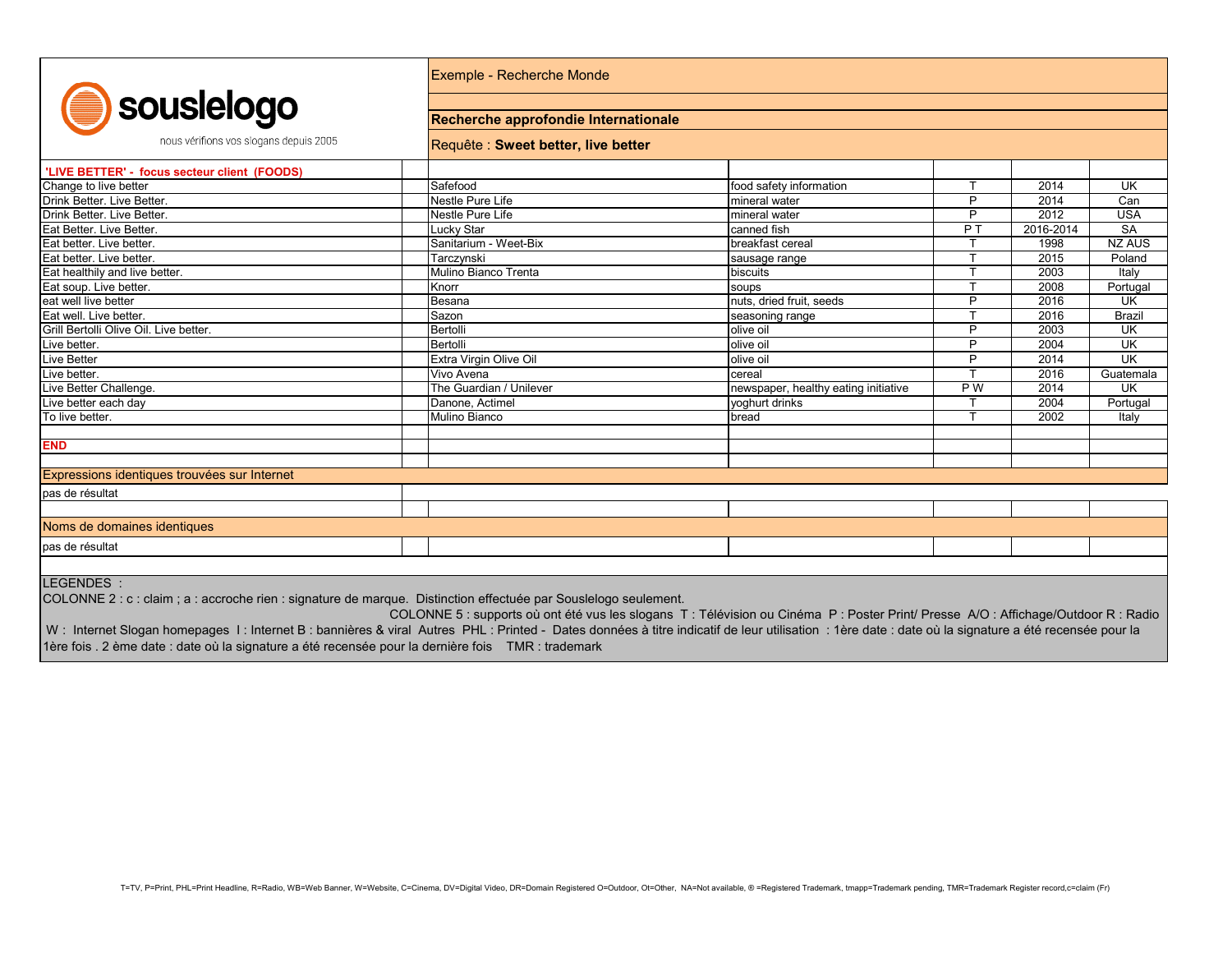souslelogo

nous vérifions vos slogans depuis 2005

Exemple - Recherche Monde

**Recherche approfondie Internationale**

Requête : **Sweet better, live better**

| 'LIVE BETTER' - focus secteur client (FOODS) | | | | | | |
|---|---|---|---|---|---|---|
| Change to live better | | Safefood | food safety information | T | 2014 | UK |
| Drink Better. Live Better. | | Nestle Pure Life | mineral water | P | 2014 | Can |
| Drink Better. Live Better. | | Nestle Pure Life | mineral water | P | 2012 | USA |
| Eat Better. Live Better. | | Lucky Star | canned fish | P T | 2016-2014 | SA |
| Eat better. Live better. | | Sanitarium - Weet-Bix | breakfast cereal | T | 1998 | NZ AUS |
| Eat better. Live better. | | Tarczynski | sausage range | T | 2015 | Poland |
| Eat healthily and live better. | | Mulino Bianco Trenta | biscuits | T | 2003 | Italy |
| Eat soup. Live better. | | Knorr | soups | T | 2008 | Portugal |
| eat well live better | | Besana | nuts, dried fruit, seeds | P | 2016 | UK |
| Eat well. Live better. | | Sazon | seasoning range | T | 2016 | Brazil |
| Grill Bertolli Olive Oil. Live better. | | Bertolli | olive oil | P | 2003 | UK |
| Live better. | | Bertolli | olive oil | P | 2004 | UK |
| Live Better | | Extra Virgin Olive Oil | olive oil | P | 2014 | UK |
| Live better. | | Vivo Avena | cereal | T | 2016 | Guatemala |
| Live Better Challenge. | | The Guardian / Unilever | newspaper, healthy eating initiative | P W | 2014 | UK |
| Live better each day | | Danone, Actimel | yoghurt drinks | T | 2004 | Portugal |
| To live better. | | Mulino Bianco | bread | T | 2002 | Italy |
| | | | | | | |
| **END** | | | | | | |

Expressions identiques trouvées sur Internet

pas de résultat

Noms de domaines identiques

pas de résultat

LEGENDES :
COLONNE 2 : c : claim ; a : accroche rien : signature de marque. Distinction effectuée par Souslelogo seulement.
COLONNE 5 : supports où ont été vus les slogans T : Télévision ou Cinéma P : Poster Print/ Presse A/O : Affichage/Outdoor R : Radio W : Internet Slogan homepages I : Internet B : bannières & viral Autres PHL : Printed - Dates données à titre indicatif de leur utilisation : 1ère date : date où la signature a été recensée pour la 1ère fois . 2 ème date : date où la signature a été recensée pour la dernière fois TMR : trademark

T=TV, P=Print, PHL=Print Headline, R=Radio, WB=Web Banner, W=Website, C=Cinema, DV=Digital Video, DR=Domain Registered O=Outdoor, Ot=Other, NA=Not available, ® =Registered Trademark, tmapp=Trademark pending, TMR=Trademark Register record,c=claim (Fr)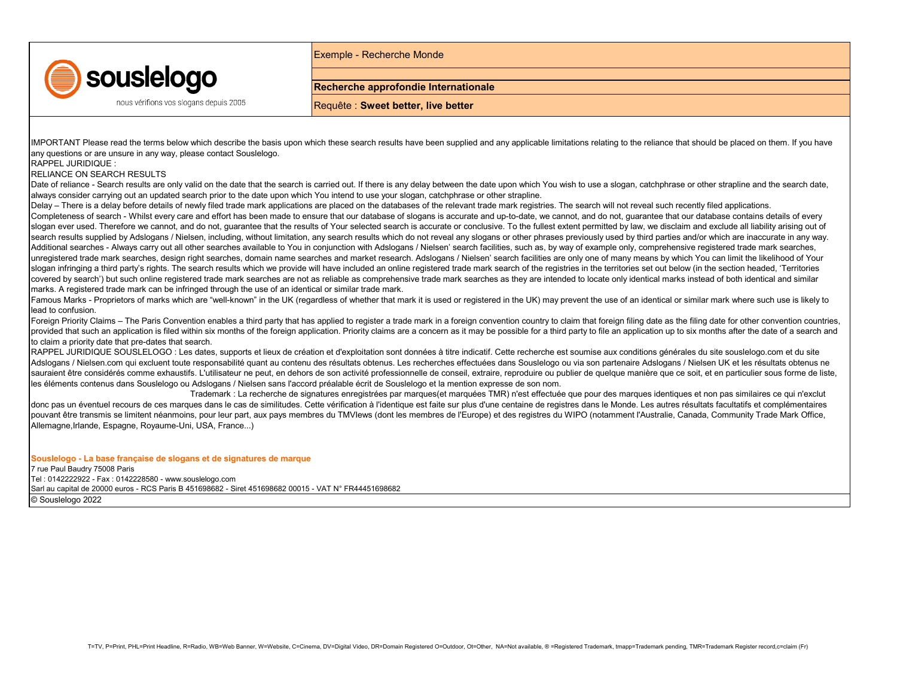souslelogo

nous vérifions vos slogans depuis 2005

Exemple - Recherche Monde

**Recherche approfondie Internationale**

Requête : **Sweet better, live better**

IMPORTANT Please read the terms below which describe the basis upon which these search results have been supplied and any applicable limitations relating to the reliance that should be placed on them. If you have any questions or are unsure in any way, please contact Souslelogo.

RAPPEL JURIDIQUE :

RELIANCE ON SEARCH RESULTS

Date of reliance - Search results are only valid on the date that the search is carried out. If there is any delay between the date upon which You wish to use a slogan, catchphrase or other strapline and the search date, always consider carrying out an updated search prior to the date upon which You intend to use your slogan, catchphrase or other strapline.

Delay – There is a delay before details of newly filed trade mark applications are placed on the databases of the relevant trade mark registries. The search will not reveal such recently filed applications.

Completeness of search - Whilst every care and effort has been made to ensure that our database of slogans is accurate and up-to-date, we cannot, and do not, guarantee that our database contains details of every slogan ever used. Therefore we cannot, and do not, guarantee that the results of Your selected search is accurate or conclusive. To the fullest extent permitted by law, we disclaim and exclude all liability arising out of search results supplied by Adslogans / Nielsen, including, without limitation, any search results which do not reveal any slogans or other phrases previously used by third parties and/or which are inaccurate in any way.

Additional searches - Always carry out all other searches available to You in conjunction with Adslogans / Nielsen' search facilities, such as, by way of example only, comprehensive registered trade mark searches, unregistered trade mark searches, design right searches, domain name searches and market research. Adslogans / Nielsen' search facilities are only one of many means by which You can limit the likelihood of Your slogan infringing a third party's rights. The search results which we provide will have included an online registered trade mark search of the registries in the territories set out below (in the section headed, 'Territories covered by search') but such online registered trade mark searches are not as reliable as comprehensive trade mark searches as they are intended to locate only identical marks instead of both identical and similar marks. A registered trade mark can be infringed through the use of an identical or similar trade mark.

Famous Marks - Proprietors of marks which are "well-known" in the UK (regardless of whether that mark it is used or registered in the UK) may prevent the use of an identical or similar mark where such use is likely to lead to confusion.

Foreign Priority Claims – The Paris Convention enables a third party that has applied to register a trade mark in a foreign convention country to claim that foreign filing date as the filing date for other convention countries, provided that such an application is filed within six months of the foreign application. Priority claims are a concern as it may be possible for a third party to file an application up to six months after the date of a search and to claim a priority date that pre-dates that search.

RAPPEL JURIDIQUE SOUSLELOGO : Les dates, supports et lieux de création et d'exploitation sont données à titre indicatif. Cette recherche est soumise aux conditions générales du site souslelogo.com et du site Adslogans / Nielsen.com qui excluent toute responsabilité quant au contenu des résultats obtenus. Les recherches effectuées dans Souslelogo ou via son partenaire Adslogans / Nielsen UK et les résultats obtenus ne sauraient être considérés comme exhaustifs. L'utilisateur ne peut, en dehors de son activité professionnelle de conseil, extraire, reproduire ou publier de quelque manière que ce soit, et en particulier sous forme de liste, les éléments contenus dans Souslelogo ou Adslogans / Nielsen sans l'accord préalable écrit de Souslelogo et la mention expresse de son nom.

Trademark : La recherche de signatures enregistrées par marques(et marquées TMR) n'est effectuée que pour des marques identiques et non pas similaires ce qui n'exclut donc pas un éventuel recours de ces marques dans le cas de similitudes. Cette vérification à l'identique est faite sur plus d'une centaine de registres dans le Monde. Les autres résultats facultatifs et complémentaires pouvant être transmis se limitent néanmoins, pour leur part, aux pays membres du TMVIews (dont les membres de l'Europe) et des registres du WIPO (notamment l'Australie, Canada, Community Trade Mark Office, Allemagne,Irlande, Espagne, Royaume-Uni, USA, France...)

**Souslelogo - La base française de slogans et de signatures de marque**

7 rue Paul Baudry 75008 Paris

Tel : 0142222922 - Fax : 0142228580 - www.souslelogo.com

Sarl au capital de 20000 euros - RCS Paris B 451698682 - Siret 451698682 00015 - VAT N° FR44451698682

© Souslelogo 2022

T=TV, P=Print, PHL=Print Headline, R=Radio, WB=Web Banner, W=Website, C=Cinema, DV=Digital Video, DR=Domain Registered O=Outdoor, Ot=Other, NA=Not available, ® =Registered Trademark, tmapp=Trademark pending, TMR=Trademark Register record,c=claim (Fr)